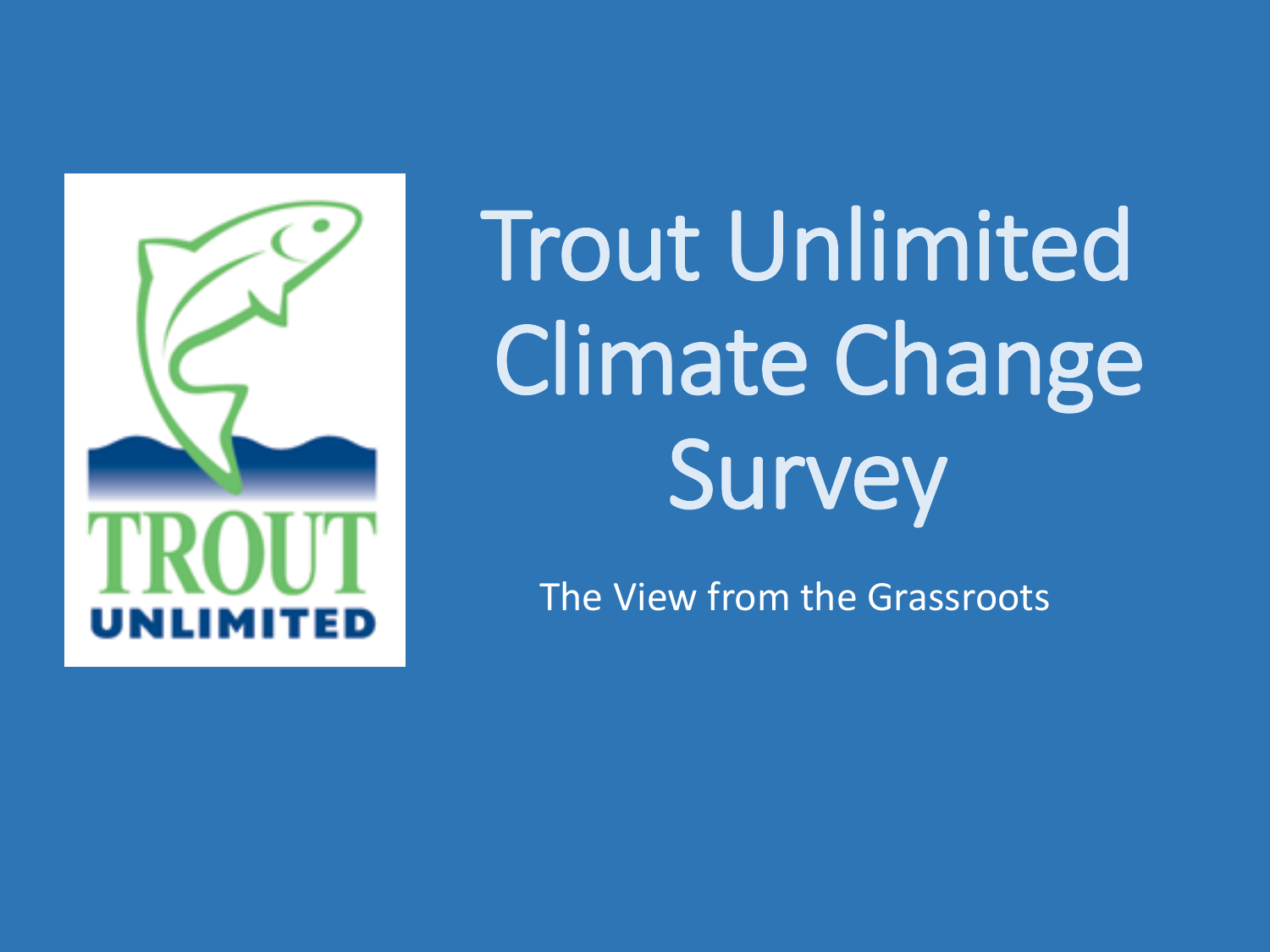# Trout Unlimited Climate Change Survey

The View from the Grassroots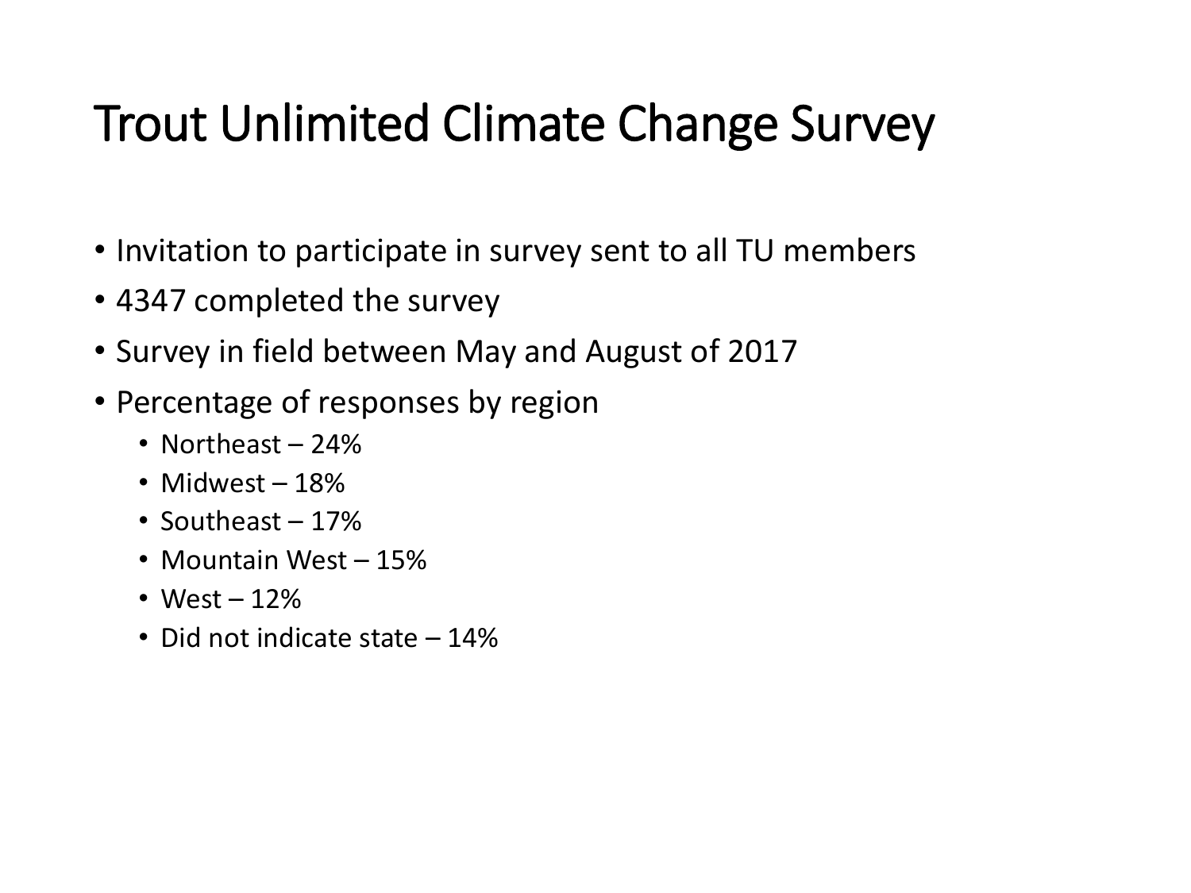# Trout Unlimited Climate Change Survey

- Invitation to participate in survey sent to all TU members
- 4347 completed the survey
- Survey in field between May and August of 2017
- Percentage of responses by region
  - Northeast – 24%
  - Midwest – 18%
  - Southeast – 17%
  - Mountain West – 15%
  - West – 12%
  - Did not indicate state – 14%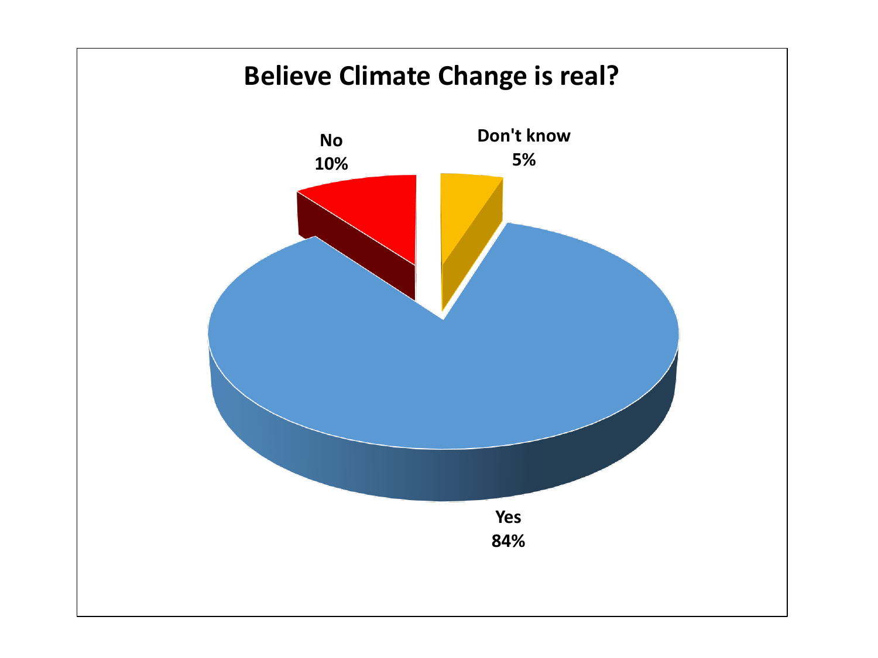## Believe Climate Change is real?

No
10%

Don't know
5%

Yes
84%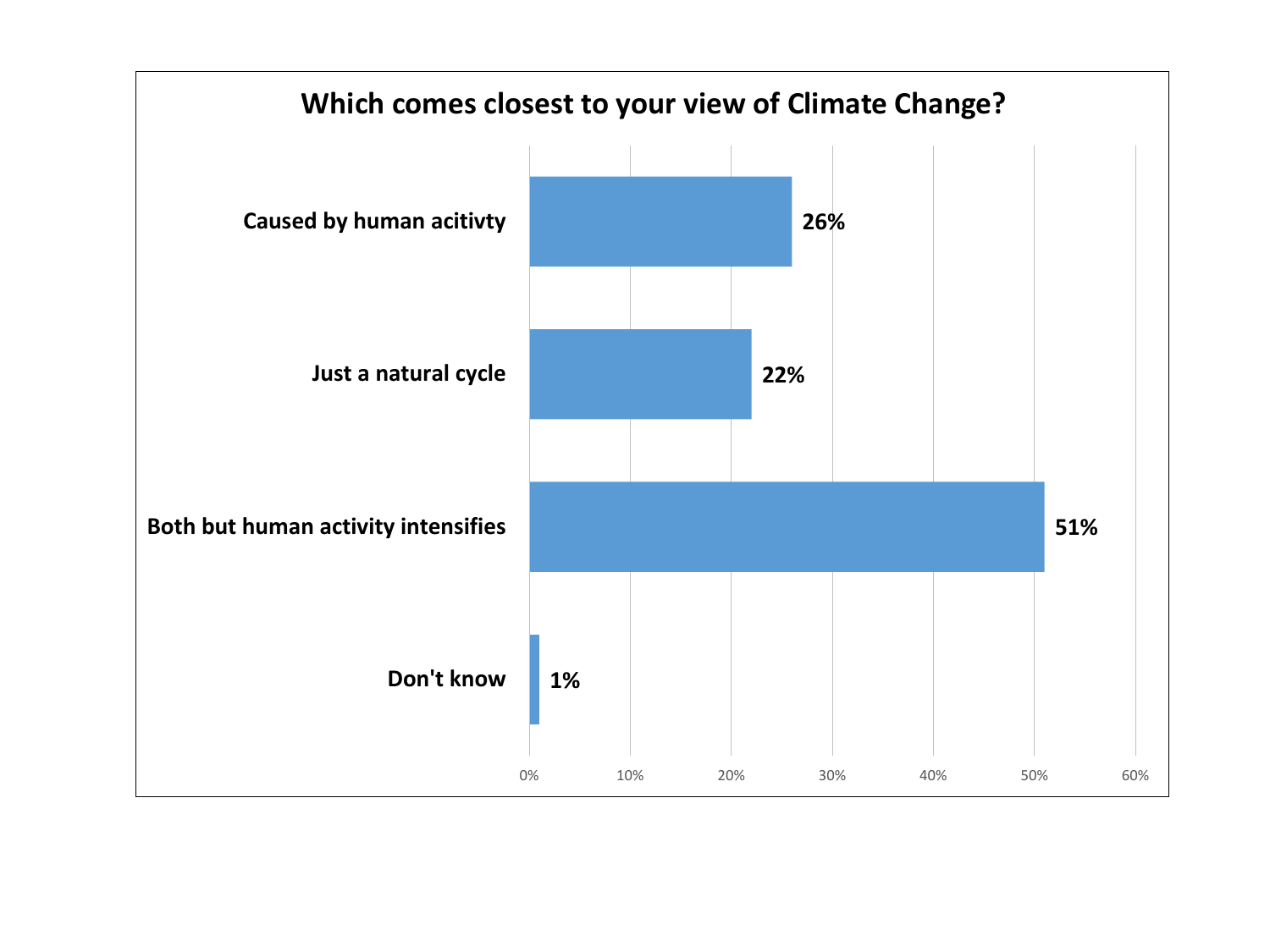## Which comes closest to your view of Climate Change?

| Response | Percentage |
|---|---|
| Caused by human acitivty | 26% |
| Just a natural cycle | 22% |
| Both but human activity intensifies | 51% |
| Don't know | 1% |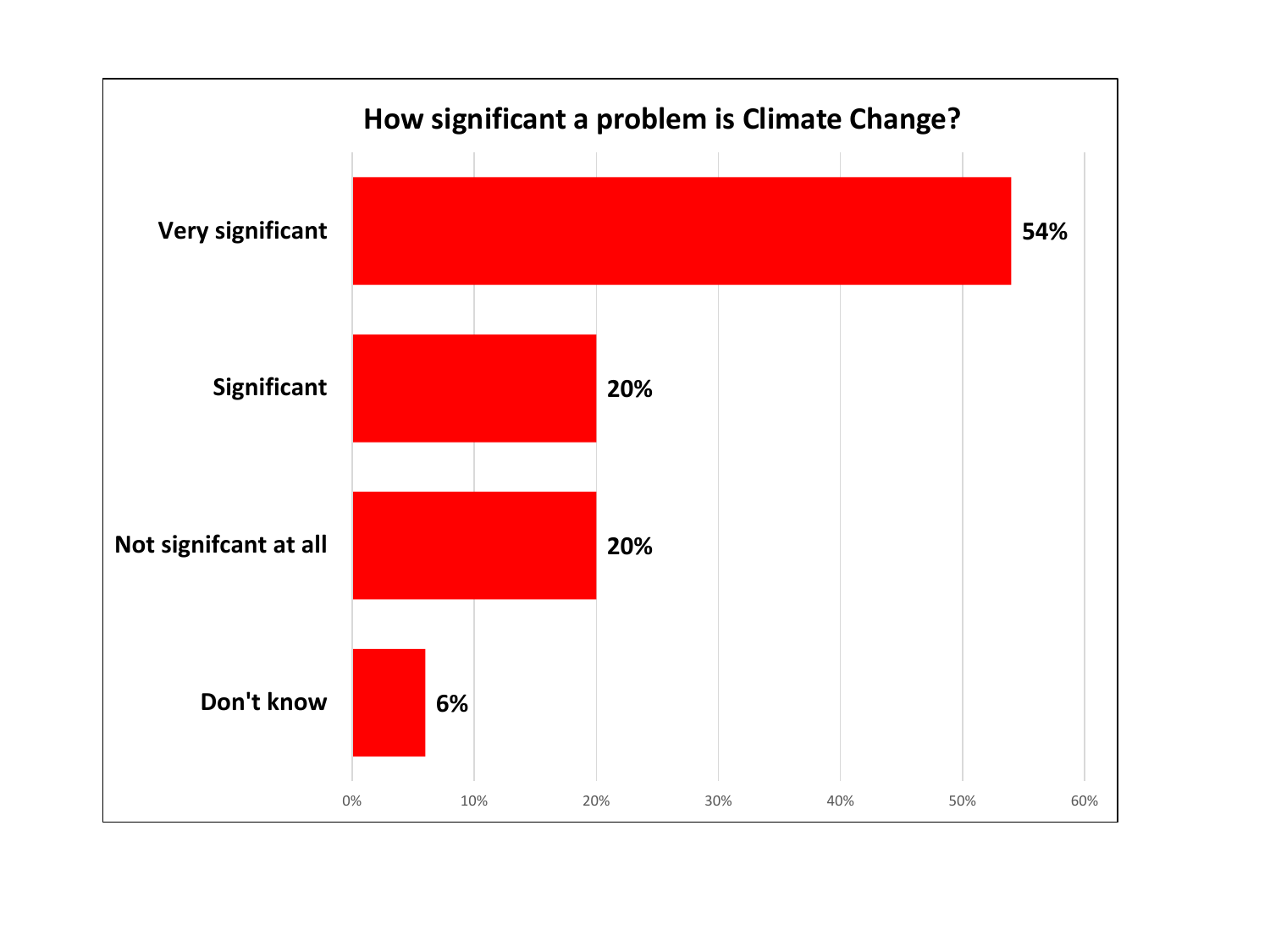## How significant a problem is Climate Change?

| Response | Percentage |
|---|---|
| Very significant | 54% |
| Significant | 20% |
| Not signifcant at all | 20% |
| Don't know | 6% |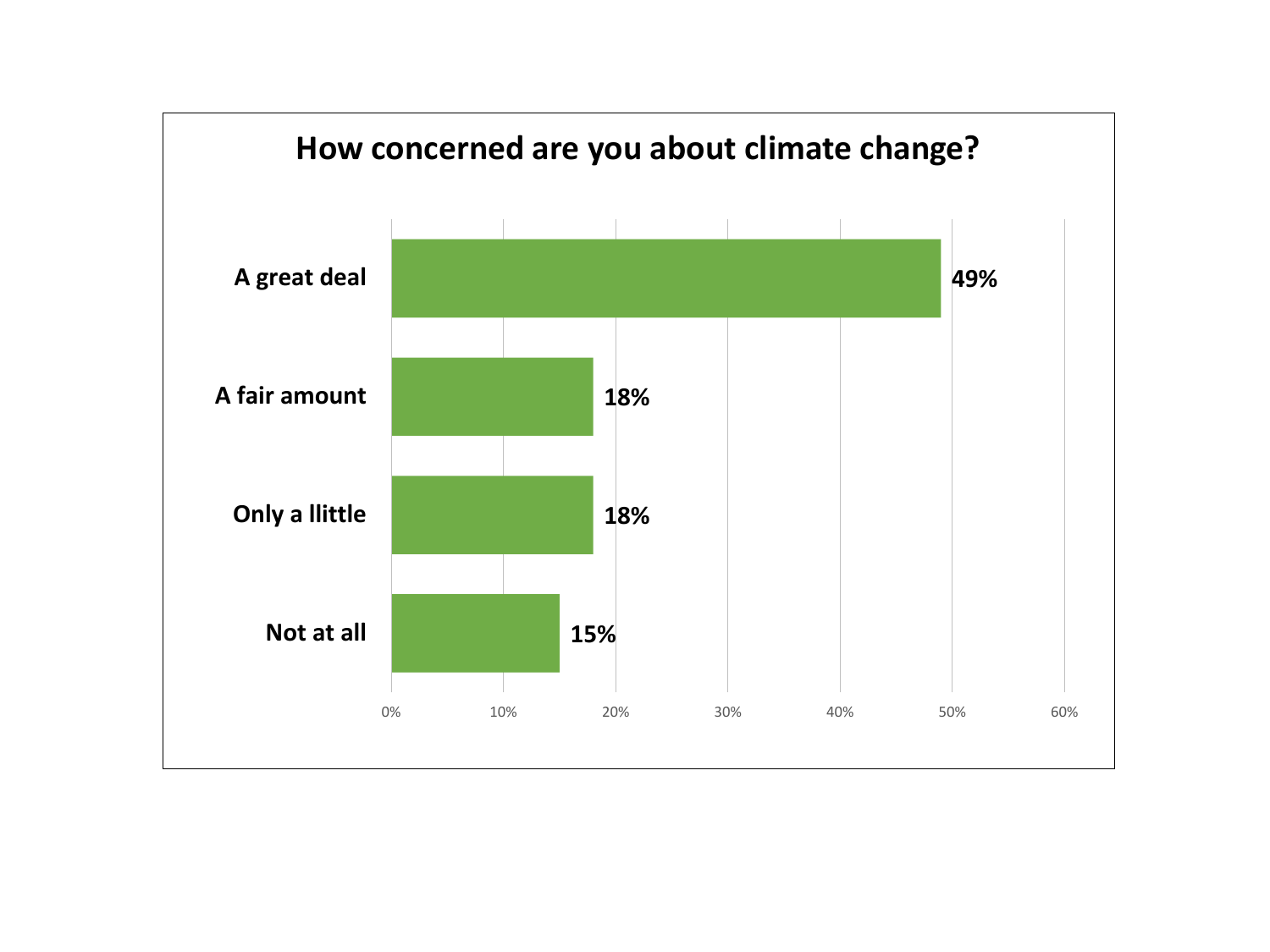## How concerned are you about climate change?

| Response | Percentage |
|---|---|
| A great deal | 49% |
| A fair amount | 18% |
| Only a llittle | 18% |
| Not at all | 15% |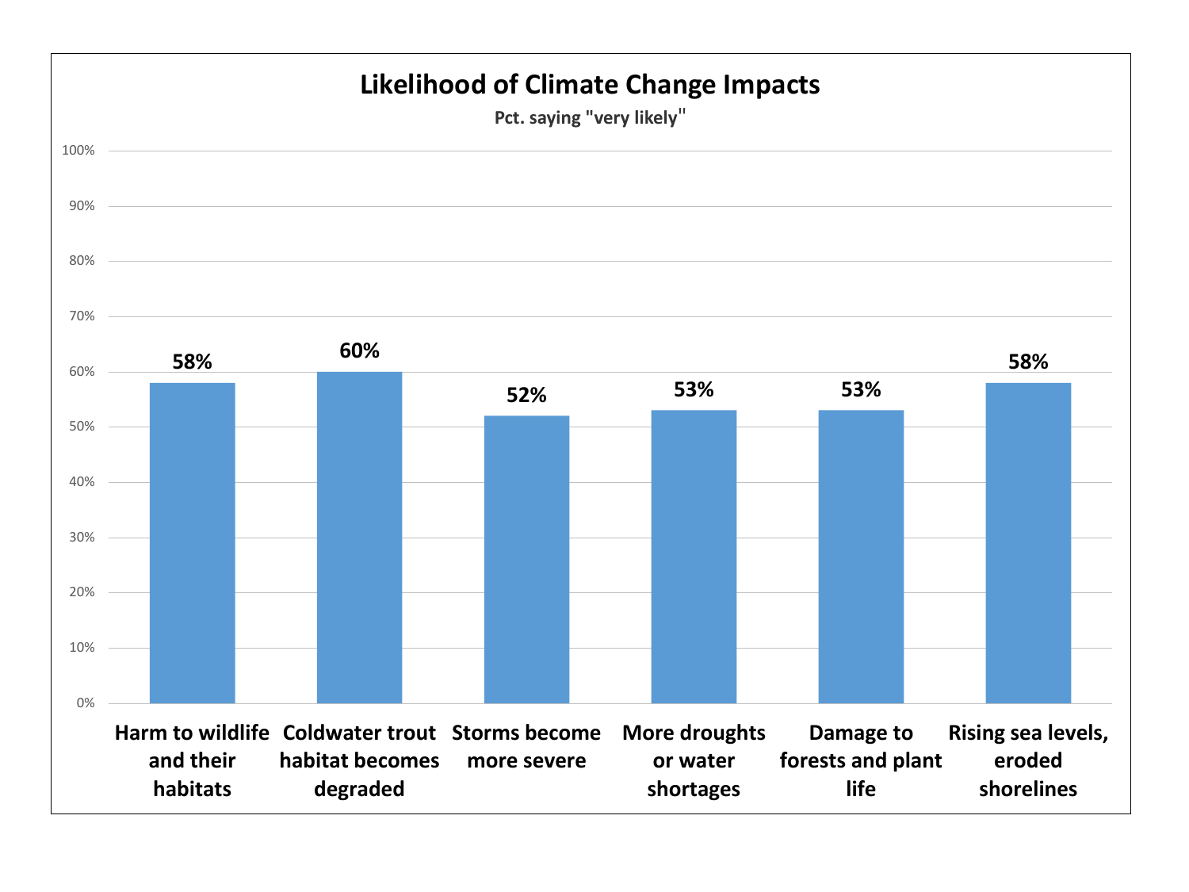## Likelihood of Climate Change Impacts

Pct. saying "very likely"

| Impact | Pct. saying "very likely" |
| --- | --- |
| Harm to wildlife and their habitats | 58% |
| Coldwater trout habitat becomes degraded | 60% |
| Storms become more severe | 52% |
| More droughts or water shortages | 53% |
| Damage to forests and plant life | 53% |
| Rising sea levels, eroded shorelines | 58% |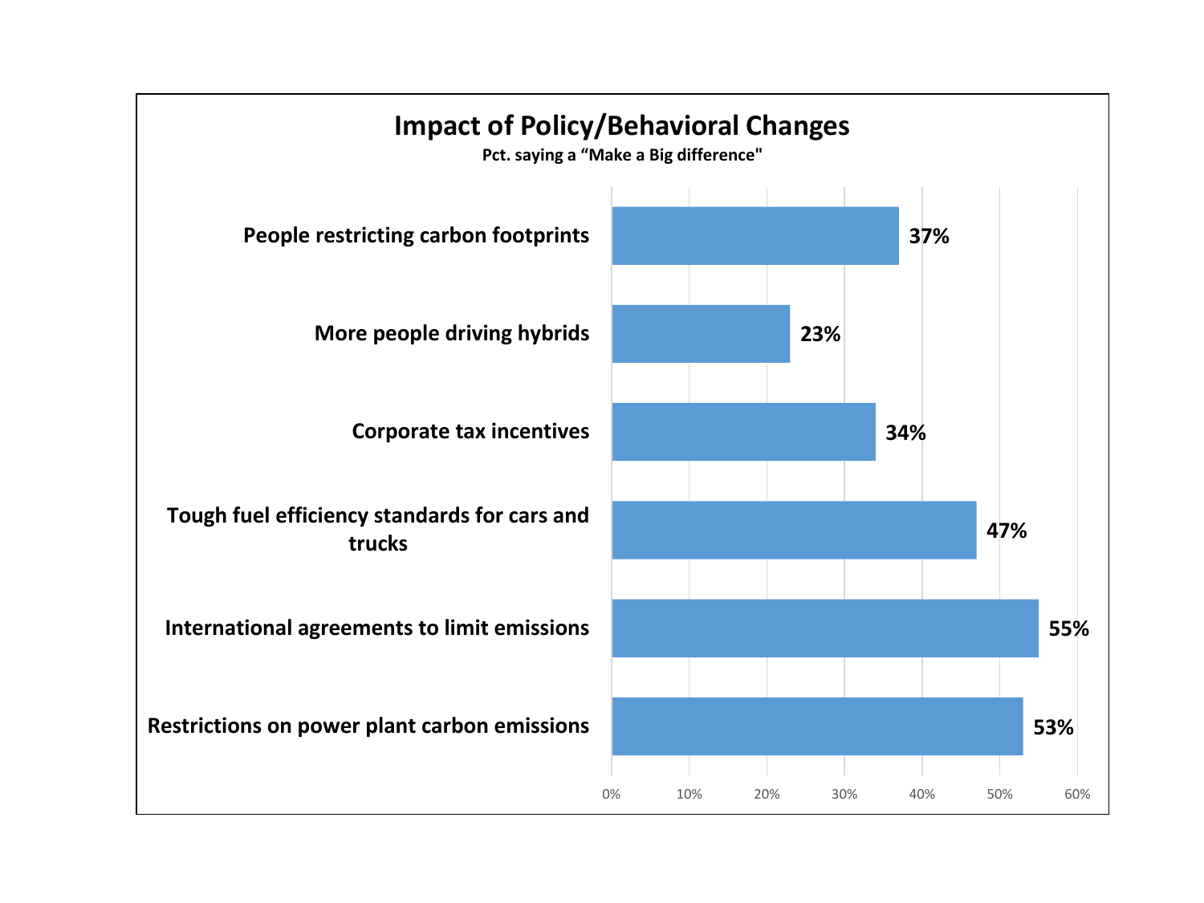## Impact of Policy/Behavioral Changes

**Pct. saying a "Make a Big difference"**

| Policy/Behavioral Change | Pct. |
|---|---|
| People restricting carbon footprints | 37% |
| More people driving hybrids | 23% |
| Corporate tax incentives | 34% |
| Tough fuel efficiency standards for cars and trucks | 47% |
| International agreements to limit emissions | 55% |
| Restrictions on power plant carbon emissions | 53% |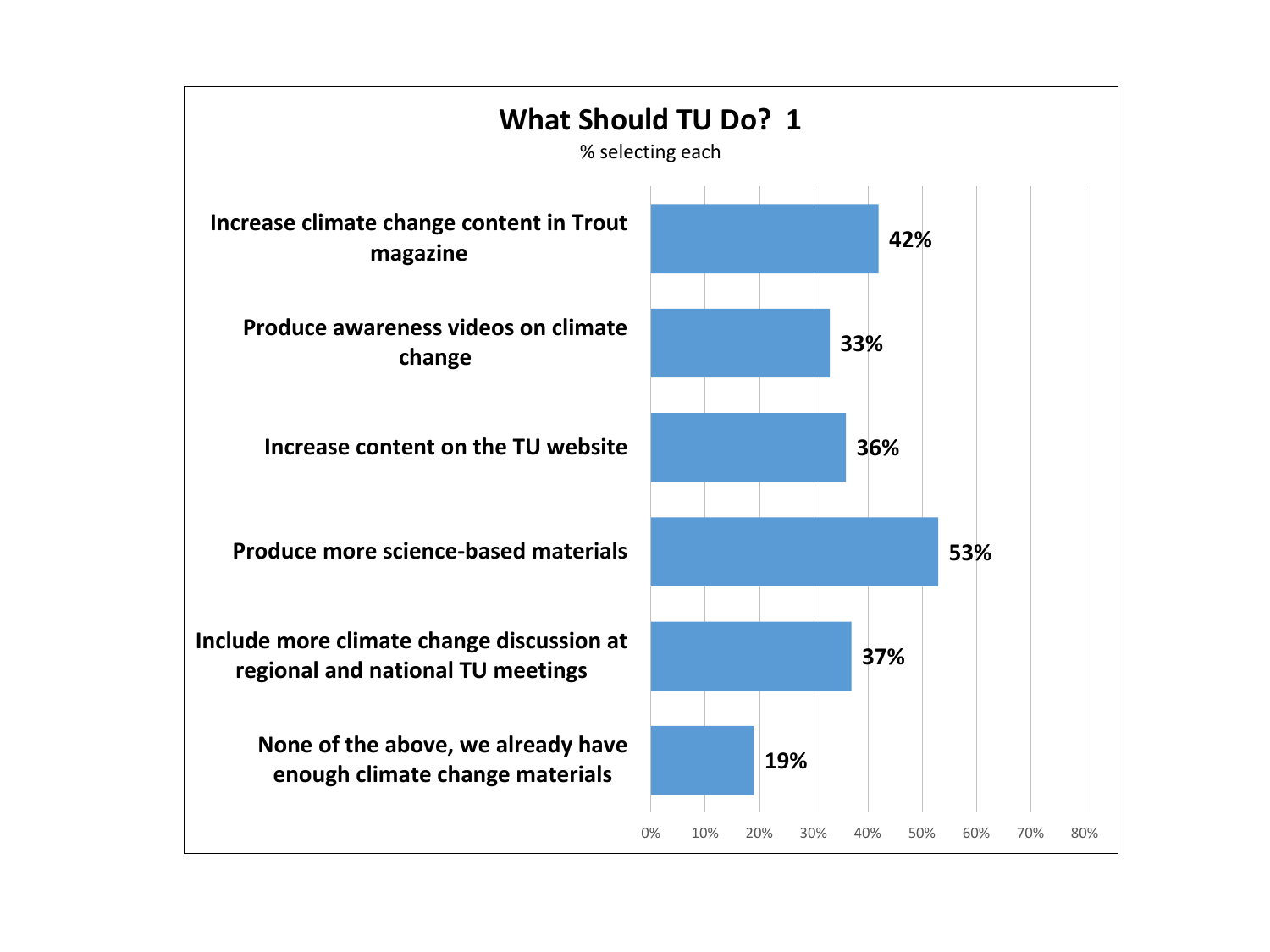# What Should TU Do? 1

% selecting each

| Option | % |
|---|---|
| Increase climate change content in Trout magazine | 42% |
| Produce awareness videos on climate change | 33% |
| Increase content on the TU website | 36% |
| Produce more science-based materials | 53% |
| Include more climate change discussion at regional and national TU meetings | 37% |
| None of the above, we already have enough climate change materials | 19% |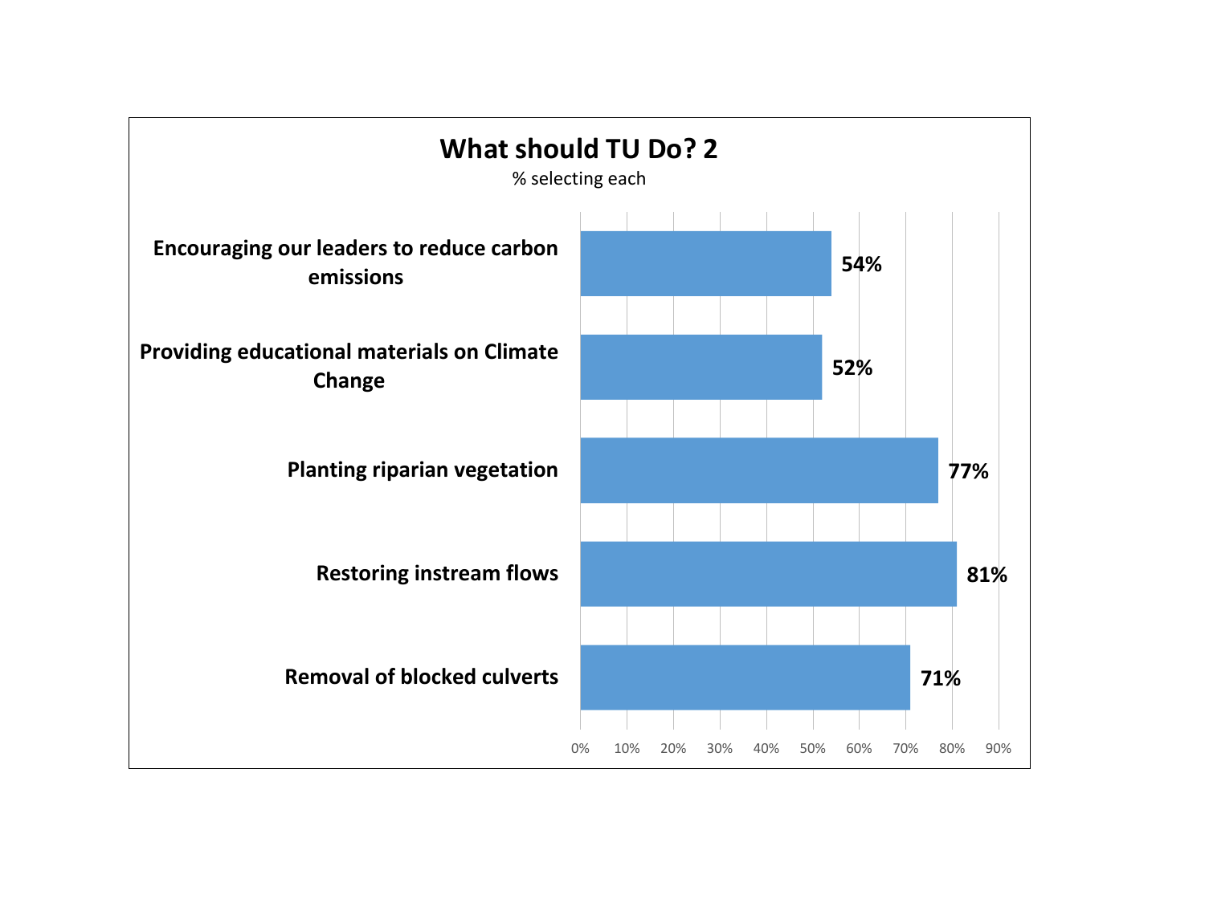## What should TU Do? 2

% selecting each

| Item | % selecting |
| --- | --- |
| Encouraging our leaders to reduce carbon emissions | 54% |
| Providing educational materials on Climate Change | 52% |
| Planting riparian vegetation | 77% |
| Restoring instream flows | 81% |
| Removal of blocked culverts | 71% |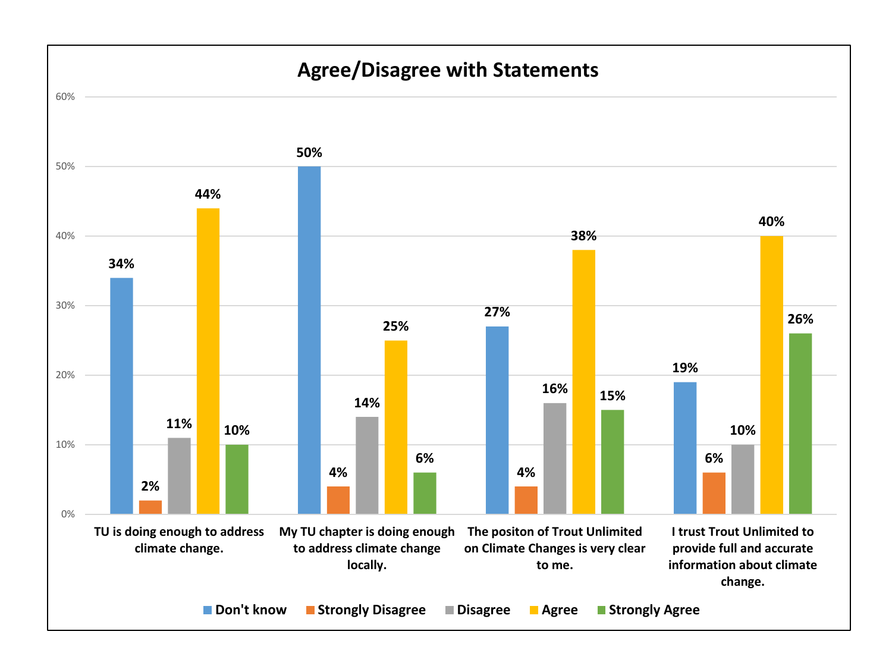## Agree/Disagree with Statements

| Statement | Don't know | Strongly Disagree | Disagree | Agree | Strongly Agree |
|---|---|---|---|---|---|
| TU is doing enough to address climate change. | 34% | 2% | 11% | 44% | 10% |
| My TU chapter is doing enough to address climate change locally. | 50% | 4% | 14% | 25% | 6% |
| The positon of Trout Unlimited on Climate Changes is very clear to me. | 27% | 4% | 16% | 38% | 15% |
| I trust Trout Unlimited to provide full and accurate information about climate change. | 19% | 6% | 10% | 40% | 26% |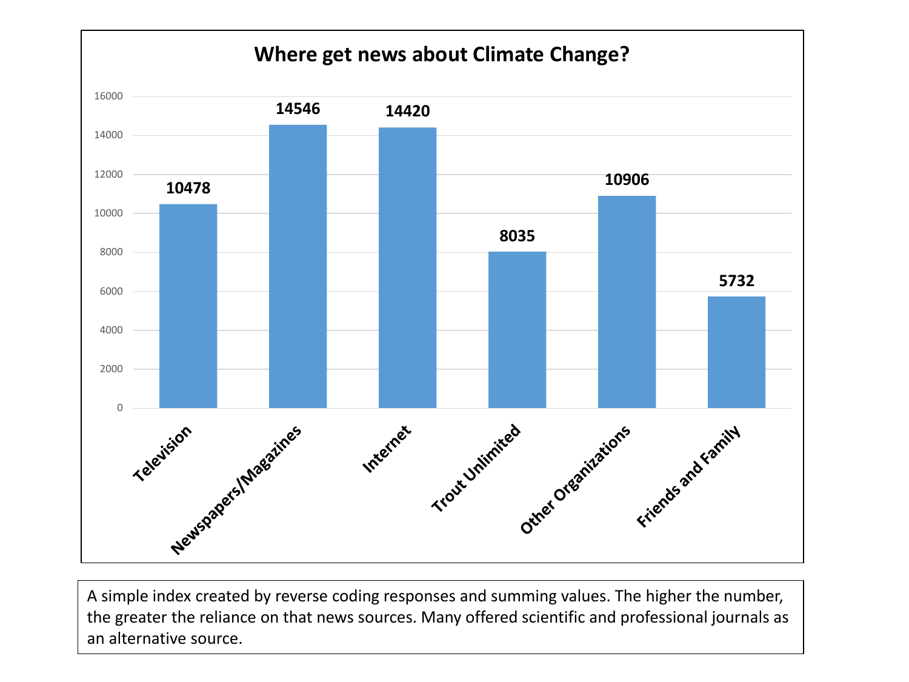## Where get news about Climate Change?

16000
14000
12000
10000
8000
6000
4000
2000
0

10478
14546
14420
8035
10906
5732

Television
Newspapers/Magazines
Internet
Trout Unlimited
Other Organizations
Friends and Family

A simple index created by reverse coding responses and summing values. The higher the number, the greater the reliance on that news sources. Many offered scientific and professional journals as an alternative source.